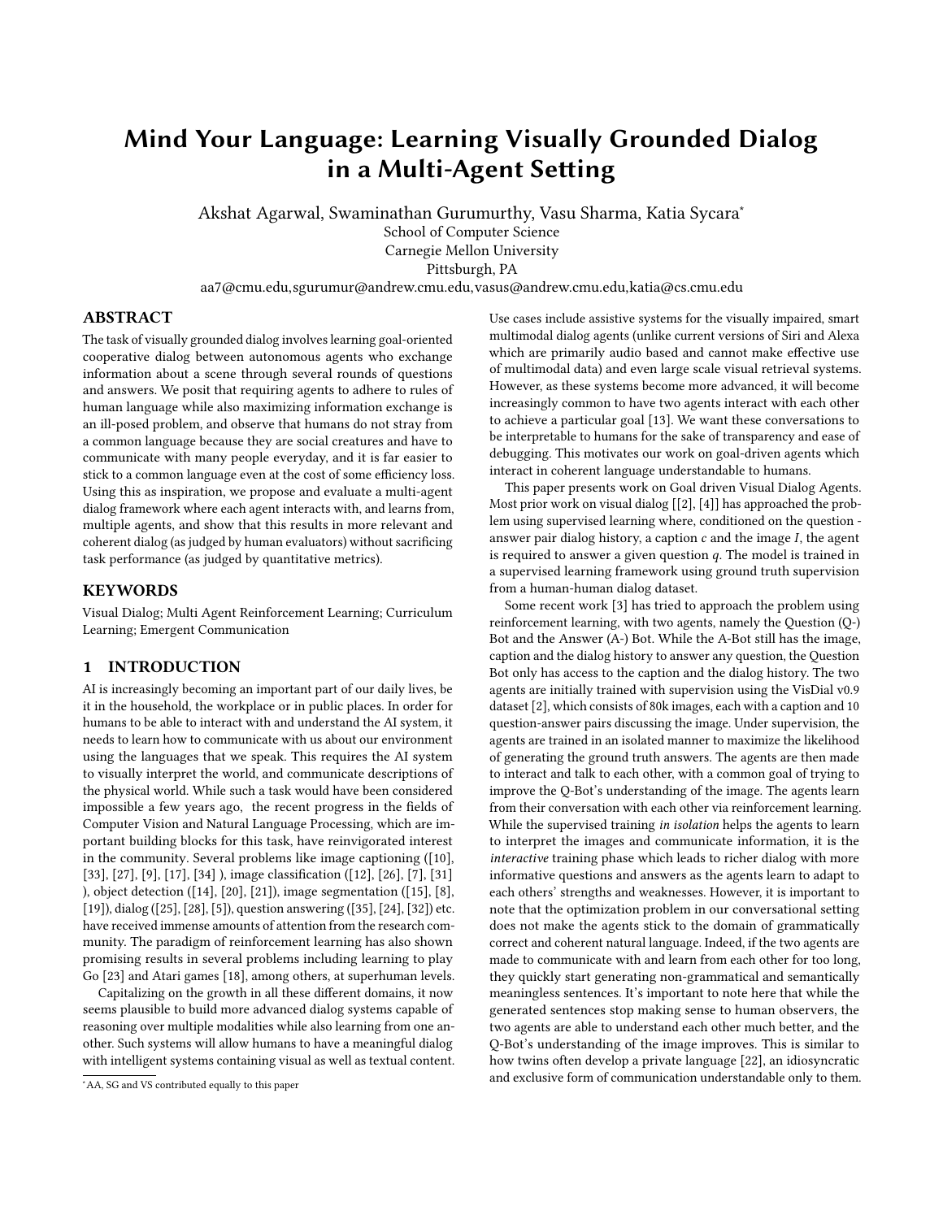# Mind Your Language: Learning Visually Grounded Dialog in a Multi-Agent Setting

Akshat Agarwal, Swaminathan Gurumurthy, Vasu Sharma, Katia Sycara*

School of Computer Science
Carnegie Mellon University
Pittsburgh, PA

aa7@cmu.edu,sgurumur@andrew.cmu.edu,vasus@andrew.cmu.edu,katia@cs.cmu.edu

## ABSTRACT

The task of visually grounded dialog involves learning goal-oriented cooperative dialog between autonomous agents who exchange information about a scene through several rounds of questions and answers. We posit that requiring agents to adhere to rules of human language while also maximizing information exchange is an ill-posed problem, and observe that humans do not stray from a common language because they are social creatures and have to communicate with many people everyday, and it is far easier to stick to a common language even at the cost of some efficiency loss. Using this as inspiration, we propose and evaluate a multi-agent dialog framework where each agent interacts with, and learns from, multiple agents, and show that this results in more relevant and coherent dialog (as judged by human evaluators) without sacrificing task performance (as judged by quantitative metrics).

## KEYWORDS

Visual Dialog; Multi Agent Reinforcement Learning; Curriculum Learning; Emergent Communication

## 1 INTRODUCTION

AI is increasingly becoming an important part of our daily lives, be it in the household, the workplace or in public places. In order for humans to be able to interact with and understand the AI system, it needs to learn how to communicate with us about our environment using the languages that we speak. This requires the AI system to visually interpret the world, and communicate descriptions of the physical world. While such a task would have been considered impossible a few years ago, the recent progress in the fields of Computer Vision and Natural Language Processing, which are important building blocks for this task, have reinvigorated interest in the community. Several problems like image captioning ([10], [33], [27], [9], [17], [34] ), image classification ([12], [26], [7], [31] ), object detection ([14], [20], [21]), image segmentation ([15], [8], [19]), dialog ([25], [28], [5]), question answering ([35], [24], [32]) etc. have received immense amounts of attention from the research community. The paradigm of reinforcement learning has also shown promising results in several problems including learning to play Go [23] and Atari games [18], among others, at superhuman levels.

Capitalizing on the growth in all these different domains, it now seems plausible to build more advanced dialog systems capable of reasoning over multiple modalities while also learning from one another. Such systems will allow humans to have a meaningful dialog with intelligent systems containing visual as well as textual content. Use cases include assistive systems for the visually impaired, smart multimodal dialog agents (unlike current versions of Siri and Alexa which are primarily audio based and cannot make effective use of multimodal data) and even large scale visual retrieval systems. However, as these systems become more advanced, it will become increasingly common to have two agents interact with each other to achieve a particular goal [13]. We want these conversations to be interpretable to humans for the sake of transparency and ease of debugging. This motivates our work on goal-driven agents which interact in coherent language understandable to humans.

This paper presents work on Goal driven Visual Dialog Agents. Most prior work on visual dialog [[2], [4]] has approached the problem using supervised learning where, conditioned on the question - answer pair dialog history, a caption $c$ and the image $I$, the agent is required to answer a given question $q$. The model is trained in a supervised learning framework using ground truth supervision from a human-human dialog dataset.

Some recent work [3] has tried to approach the problem using reinforcement learning, with two agents, namely the Question (Q-) Bot and the Answer (A-) Bot. While the A-Bot still has the image, caption and the dialog history to answer any question, the Question Bot only has access to the caption and the dialog history. The two agents are initially trained with supervision using the VisDial v0.9 dataset [2], which consists of 80k images, each with a caption and 10 question-answer pairs discussing the image. Under supervision, the agents are trained in an isolated manner to maximize the likelihood of generating the ground truth answers. The agents are then made to interact and talk to each other, with a common goal of trying to improve the Q-Bot's understanding of the image. The agents learn from their conversation with each other via reinforcement learning. While the supervised training *in isolation* helps the agents to learn to interpret the images and communicate information, it is the *interactive* training phase which leads to richer dialog with more informative questions and answers as the agents learn to adapt to each others' strengths and weaknesses. However, it is important to note that the optimization problem in our conversational setting does not make the agents stick to the domain of grammatically correct and coherent natural language. Indeed, if the two agents are made to communicate with and learn from each other for too long, they quickly start generating non-grammatical and semantically meaningless sentences. It's important to note here that while the generated sentences stop making sense to human observers, the two agents are able to understand each other much better, and the Q-Bot's understanding of the image improves. This is similar to how twins often develop a private language [22], an idiosyncratic and exclusive form of communication understandable only to them.

*AA, SG and VS contributed equally to this paper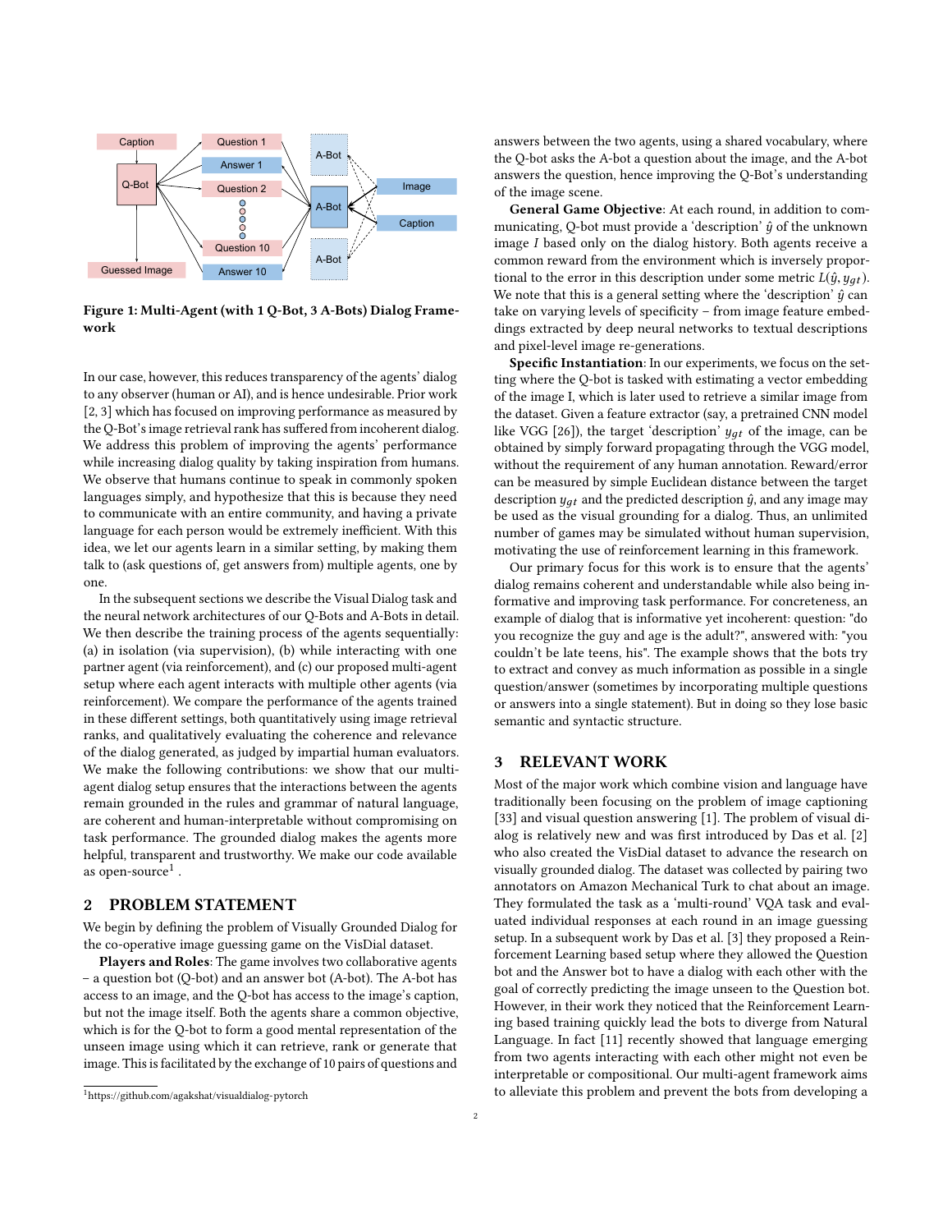Figure 1: Multi-Agent (with 1 Q-Bot, 3 A-Bots) Dialog Framework

In our case, however, this reduces transparency of the agents' dialog to any observer (human or AI), and is hence undesirable. Prior work [2, 3] which has focused on improving performance as measured by the Q-Bot's image retrieval rank has suffered from incoherent dialog. We address this problem of improving the agents' performance while increasing dialog quality by taking inspiration from humans. We observe that humans continue to speak in commonly spoken languages simply, and hypothesize that this is because they need to communicate with an entire community, and having a private language for each person would be extremely inefficient. With this idea, we let our agents learn in a similar setting, by making them talk to (ask questions of, get answers from) multiple agents, one by one.

In the subsequent sections we describe the Visual Dialog task and the neural network architectures of our Q-Bots and A-Bots in detail. We then describe the training process of the agents sequentially: (a) in isolation (via supervision), (b) while interacting with one partner agent (via reinforcement), and (c) our proposed multi-agent setup where each agent interacts with multiple other agents (via reinforcement). We compare the performance of the agents trained in these different settings, both quantitatively using image retrieval ranks, and qualitatively evaluating the coherence and relevance of the dialog generated, as judged by impartial human evaluators. We make the following contributions: we show that our multi-agent dialog setup ensures that the interactions between the agents remain grounded in the rules and grammar of natural language, are coherent and human-interpretable without compromising on task performance. The grounded dialog makes the agents more helpful, transparent and trustworthy. We make our code available as open-source[1].

## 2 PROBLEM STATEMENT

We begin by defining the problem of Visually Grounded Dialog for the co-operative image guessing game on the VisDial dataset.

**Players and Roles**: The game involves two collaborative agents – a question bot (Q-bot) and an answer bot (A-bot). The A-bot has access to an image, and the Q-bot has access to the image's caption, but not the image itself. Both the agents share a common objective, which is for the Q-bot to form a good mental representation of the unseen image using which it can retrieve, rank or generate that image. This is facilitated by the exchange of 10 pairs of questions and answers between the two agents, using a shared vocabulary, where the Q-bot asks the A-bot a question about the image, and the A-bot answers the question, hence improving the Q-Bot's understanding of the image scene.

**General Game Objective**: At each round, in addition to communicating, Q-bot must provide a 'description' $\hat{y}$ of the unknown image $I$ based only on the dialog history. Both agents receive a common reward from the environment which is inversely proportional to the error in this description under some metric $L(\hat{y}, y_{gt})$. We note that this is a general setting where the 'description' $\hat{y}$ can take on varying levels of specificity – from image feature embeddings extracted by deep neural networks to textual descriptions and pixel-level image re-generations.

**Specific Instantiation**: In our experiments, we focus on the setting where the Q-bot is tasked with estimating a vector embedding of the image I, which is later used to retrieve a similar image from the dataset. Given a feature extractor (say, a pretrained CNN model like VGG [26]), the target 'description' $y_{gt}$ of the image, can be obtained by simply forward propagating through the VGG model, without the requirement of any human annotation. Reward/error can be measured by simple Euclidean distance between the target description $y_{gt}$ and the predicted description $\hat{y}$, and any image may be used as the visual grounding for a dialog. Thus, an unlimited number of games may be simulated without human supervision, motivating the use of reinforcement learning in this framework.

Our primary focus for this work is to ensure that the agents' dialog remains coherent and understandable while also being informative and improving task performance. For concreteness, an example of dialog that is informative yet incoherent: question: "do you recognize the guy and age is the adult?", answered with: "you couldn't be late teens, his". The example shows that the bots try to extract and convey as much information as possible in a single question/answer (sometimes by incorporating multiple questions or answers into a single statement). But in doing so they lose basic semantic and syntactic structure.

## 3 RELEVANT WORK

Most of the major work which combine vision and language have traditionally been focusing on the problem of image captioning [33] and visual question answering [1]. The problem of visual dialog is relatively new and was first introduced by Das et al. [2] who also created the VisDial dataset to advance the research on visually grounded dialog. The dataset was collected by pairing two annotators on Amazon Mechanical Turk to chat about an image. They formulated the task as a 'multi-round' VQA task and evaluated individual responses at each round in an image guessing setup. In a subsequent work by Das et al. [3] they proposed a Reinforcement Learning based setup where they allowed the Question bot and the Answer bot to have a dialog with each other with the goal of correctly predicting the image unseen to the Question bot. However, in their work they noticed that the Reinforcement Learning based training quickly lead the bots to diverge from Natural Language. In fact [11] recently showed that language emerging from two agents interacting with each other might not even be interpretable or compositional. Our multi-agent framework aims to alleviate this problem and prevent the bots from developing a

[1] https://github.com/agakshat/visualdialog-pytorch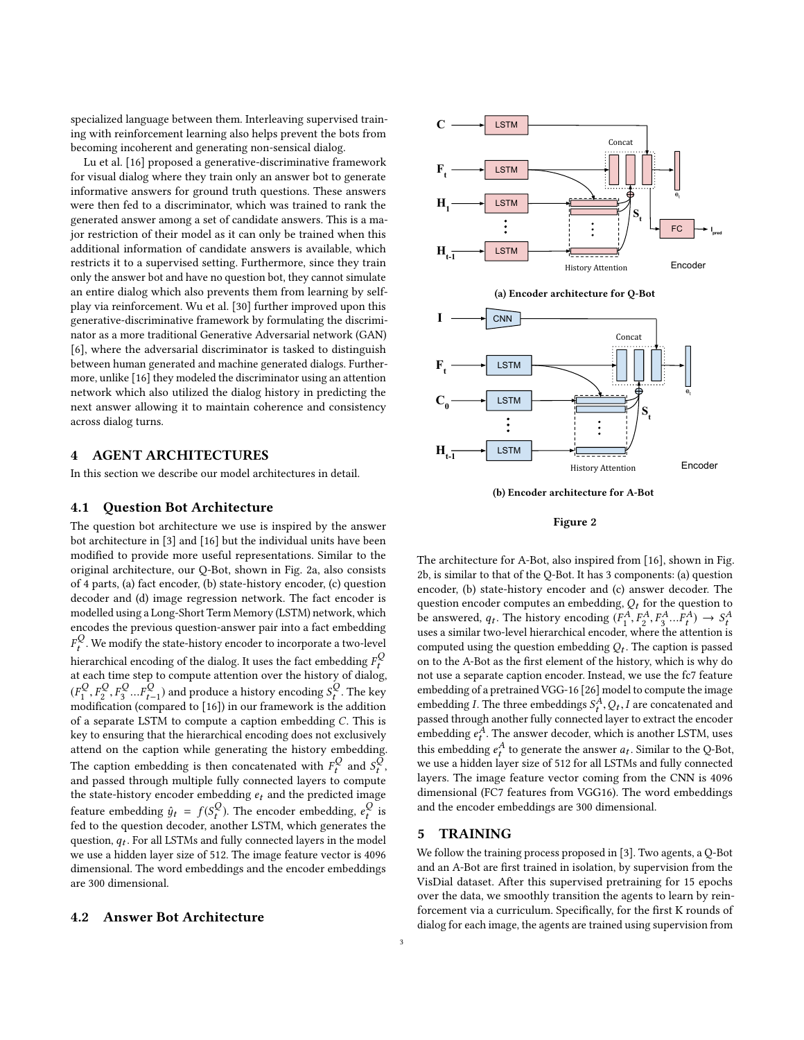specialized language between them. Interleaving supervised training with reinforcement learning also helps prevent the bots from becoming incoherent and generating non-sensical dialog.

Lu et al. [16] proposed a generative-discriminative framework for visual dialog where they train only an answer bot to generate informative answers for ground truth questions. These answers were then fed to a discriminator, which was trained to rank the generated answer among a set of candidate answers. This is a major restriction of their model as it can only be trained when this additional information of candidate answers is available, which restricts it to a supervised setting. Furthermore, since they train only the answer bot and have no question bot, they cannot simulate an entire dialog which also prevents them from learning by self-play via reinforcement. Wu et al. [30] further improved upon this generative-discriminative framework by formulating the discriminator as a more traditional Generative Adversarial network (GAN) [6], where the adversarial discriminator is tasked to distinguish between human generated and machine generated dialogs. Furthermore, unlike [16] they modeled the discriminator using an attention network which also utilized the dialog history in predicting the next answer allowing it to maintain coherence and consistency across dialog turns.

## 4 AGENT ARCHITECTURES

In this section we describe our model architectures in detail.

### 4.1 Question Bot Architecture

The question bot architecture we use is inspired by the answer bot architecture in [3] and [16] but the individual units have been modified to provide more useful representations. Similar to the original architecture, our Q-Bot, shown in Fig. 2a, also consists of 4 parts, (a) fact encoder, (b) state-history encoder, (c) question decoder and (d) image regression network. The fact encoder is modelled using a Long-Short Term Memory (LSTM) network, which encodes the previous question-answer pair into a fact embedding $F_t^Q$. We modify the state-history encoder to incorporate a two-level hierarchical encoding of the dialog. It uses the fact embedding $F_t^Q$ at each time step to compute attention over the history of dialog, $(F_1^Q, F_2^Q, F_3^Q ... F_{t-1}^Q)$ and produce a history encoding $S_t^Q$. The key modification (compared to [16]) in our framework is the addition of a separate LSTM to compute a caption embedding $C$. This is key to ensuring that the hierarchical encoding does not exclusively attend on the caption while generating the history embedding. The caption embedding is then concatenated with $F_t^Q$ and $S_t^Q$, and passed through multiple fully connected layers to compute the state-history encoder embedding $e_t$ and the predicted image feature embedding $\hat{y}_t = f(S_t^Q)$. The encoder embedding, $e_t^Q$ is fed to the question decoder, another LSTM, which generates the question, $q_t$. For all LSTMs and fully connected layers in the model we use a hidden layer size of 512. The image feature vector is 4096 dimensional. The word embeddings and the encoder embeddings are 300 dimensional.

### 4.2 Answer Bot Architecture

(a) Encoder architecture for Q-Bot

(b) Encoder architecture for A-Bot

Figure 2

The architecture for A-Bot, also inspired from [16], shown in Fig. 2b, is similar to that of the Q-Bot. It has 3 components: (a) question encoder, (b) state-history encoder and (c) answer decoder. The question encoder computes an embedding, $Q_t$ for the question to be answered, $q_t$. The history encoding $(F_1^A, F_2^A, F_3^A ... F_t^A) \rightarrow S_t^A$ uses a similar two-level hierarchical encoder, where the attention is computed using the question embedding $Q_t$. The caption is passed on to the A-Bot as the first element of the history, which is why do not use a separate caption encoder. Instead, we use the fc7 feature embedding of a pretrained VGG-16 [26] model to compute the image embedding $I$. The three embeddings $S_t^A, Q_t, I$ are concatenated and passed through another fully connected layer to extract the encoder embedding $e_t^A$. The answer decoder, which is another LSTM, uses this embedding $e_t^A$ to generate the answer $a_t$. Similar to the Q-Bot, we use a hidden layer size of 512 for all LSTMs and fully connected layers. The image feature vector coming from the CNN is 4096 dimensional (FC7 features from VGG16). The word embeddings and the encoder embeddings are 300 dimensional.

## 5 TRAINING

We follow the training process proposed in [3]. Two agents, a Q-Bot and an A-Bot are first trained in isolation, by supervision from the VisDial dataset. After this supervised pretraining for 15 epochs over the data, we smoothly transition the agents to learn by reinforcement via a curriculum. Specifically, for the first K rounds of dialog for each image, the agents are trained using supervision from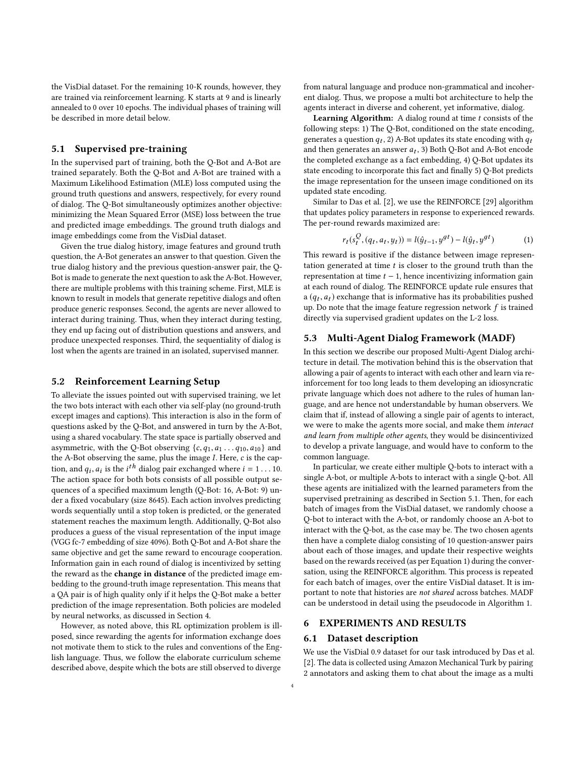the VisDial dataset. For the remaining 10-K rounds, however, they are trained via reinforcement learning. K starts at 9 and is linearly annealed to 0 over 10 epochs. The individual phases of training will be described in more detail below.

### 5.1 Supervised pre-training

In the supervised part of training, both the Q-Bot and A-Bot are trained separately. Both the Q-Bot and A-Bot are trained with a Maximum Likelihood Estimation (MLE) loss computed using the ground truth questions and answers, respectively, for every round of dialog. The Q-Bot simultaneously optimizes another objective: minimizing the Mean Squared Error (MSE) loss between the true and predicted image embeddings. The ground truth dialogs and image embeddings come from the VisDial dataset.

Given the true dialog history, image features and ground truth question, the A-Bot generates an answer to that question. Given the true dialog history and the previous question-answer pair, the Q-Bot is made to generate the next question to ask the A-Bot. However, there are multiple problems with this training scheme. First, MLE is known to result in models that generate repetitive dialogs and often produce generic responses. Second, the agents are never allowed to interact during training. Thus, when they interact during testing, they end up facing out of distribution questions and answers, and produce unexpected responses. Third, the sequentiality of dialog is lost when the agents are trained in an isolated, supervised manner.

### 5.2 Reinforcement Learning Setup

To alleviate the issues pointed out with supervised training, we let the two bots interact with each other via self-play (no ground-truth except images and captions). This interaction is also in the form of questions asked by the Q-Bot, and answered in turn by the A-Bot, using a shared vocabulary. The state space is partially observed and asymmetric, with the Q-Bot observing $\{c, q_1, a_1 \dots q_{10}, a_{10}\}$ and the A-Bot observing the same, plus the image $I$. Here, $c$ is the caption, and $q_i, a_i$ is the $i^{th}$ dialog pair exchanged where $i = 1 \dots 10$. The action space for both bots consists of all possible output sequences of a specified maximum length (Q-Bot: 16, A-Bot: 9) under a fixed vocabulary (size 8645). Each action involves predicting words sequentially until a stop token is predicted, or the generated statement reaches the maximum length. Additionally, Q-Bot also produces a guess of the visual representation of the input image (VGG fc-7 embedding of size 4096). Both Q-Bot and A-Bot share the same objective and get the same reward to encourage cooperation. Information gain in each round of dialog is incentivized by setting the reward as the **change in distance** of the predicted image embedding to the ground-truth image representation. This means that a QA pair is of high quality only if it helps the Q-Bot make a better prediction of the image representation. Both policies are modeled by neural networks, as discussed in Section 4.

However, as noted above, this RL optimization problem is ill-posed, since rewarding the agents for information exchange does not motivate them to stick to the rules and conventions of the English language. Thus, we follow the elaborate curriculum scheme described above, despite which the bots are still observed to diverge from natural language and produce non-grammatical and incoherent dialog. Thus, we propose a multi bot architecture to help the agents interact in diverse and coherent, yet informative, dialog.

**Learning Algorithm:** A dialog round at time $t$ consists of the following steps: 1) The Q-Bot, conditioned on the state encoding, generates a question $q_t$, 2) A-Bot updates its state encoding with $q_t$ and then generates an answer $a_t$, 3) Both Q-Bot and A-Bot encode the completed exchange as a fact embedding, 4) Q-Bot updates its state encoding to incorporate this fact and finally 5) Q-Bot predicts the image representation for the unseen image conditioned on its updated state encoding.

Similar to Das et al. [2], we use the REINFORCE [29] algorithm that updates policy parameters in response to experienced rewards. The per-round rewards maximized are:

$$r_t(s_t^Q, (q_t, a_t, y_t)) = l(\hat{y}_{t-1}, y^{gt}) - l(\hat{y}_t, y^{gt}) \tag{1}$$

This reward is positive if the distance between image representation generated at time $t$ is closer to the ground truth than the representation at time $t-1$, hence incentivizing information gain at each round of dialog. The REINFORCE update rule ensures that a $(q_t, a_t)$ exchange that is informative has its probabilities pushed up. Do note that the image feature regression network $f$ is trained directly via supervised gradient updates on the L-2 loss.

### 5.3 Multi-Agent Dialog Framework (MADF)

In this section we describe our proposed Multi-Agent Dialog architecture in detail. The motivation behind this is the observation that allowing a pair of agents to interact with each other and learn via reinforcement for too long leads to them developing an idiosyncratic private language which does not adhere to the rules of human language, and are hence not understandable by human observers. We claim that if, instead of allowing a single pair of agents to interact, we were to make the agents more social, and make them *interact and learn from multiple other agents*, they would be disincentivized to develop a private language, and would have to conform to the common language.

In particular, we create either multiple Q-bots to interact with a single A-bot, or multiple A-bots to interact with a single Q-bot. All these agents are initialized with the learned parameters from the supervised pretraining as described in Section 5.1. Then, for each batch of images from the VisDial dataset, we randomly choose a Q-bot to interact with the A-bot, or randomly choose an A-bot to interact with the Q-bot, as the case may be. The two chosen agents then have a complete dialog consisting of 10 question-answer pairs about each of those images, and update their respective weights based on the rewards received (as per Equation 1) during the conversation, using the REINFORCE algorithm. This process is repeated for each batch of images, over the entire VisDial dataset. It is important to note that histories are *not shared* across batches. MADF can be understood in detail using the pseudocode in Algorithm 1.

## 6 EXPERIMENTS AND RESULTS

### 6.1 Dataset description

We use the VisDial 0.9 dataset for our task introduced by Das et al. [2]. The data is collected using Amazon Mechanical Turk by pairing 2 annotators and asking them to chat about the image as a multi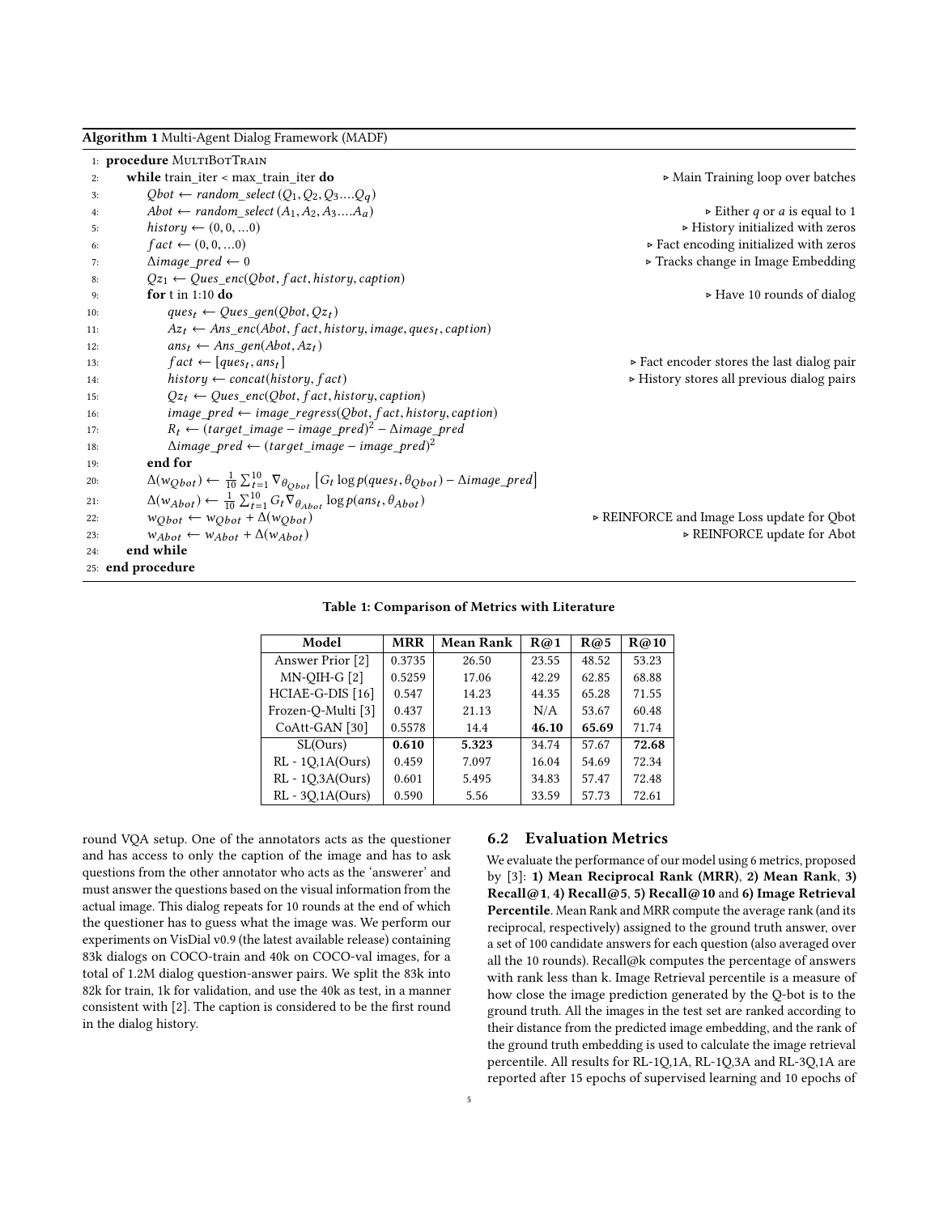**Algorithm 1** Multi-Agent Dialog Framework (MADF)

```
1:  procedure MultiBotTrain
2:      while train_iter < max_train_iter do                                  ▷ Main Training loop over batches
3:          Qbot ← random_select (Q1, Q2, Q3....Qq)
4:          Abot ← random_select (A1, A2, A3....Aa)                           ▷ Either q or a is equal to 1
5:          history ← (0, 0, ...0)                                            ▷ History initialized with zeros
6:          fact ← (0, 0, ...0)                                               ▷ Fact encoding initialized with zeros
7:          Δimage_pred ← 0                                                   ▷ Tracks change in Image Embedding
8:          Qz_1 ← Ques_enc(Qbot, fact, history, caption)
9:          for t in 1:10 do                                                  ▷ Have 10 rounds of dialog
10:             ques_t ← Ques_gen(Qbot, Qz_t)
11:             Az_t ← Ans_enc(Abot, fact, history, image, ques_t, caption)
12:             ans_t ← Ans_gen(Abot, Az_t)
13:             fact ← [ques_t, ans_t]                                        ▷ Fact encoder stores the last dialog pair
14:             history ← concat(history, fact)                               ▷ History stores all previous dialog pairs
15:             Qz_t ← Ques_enc(Qbot, fact, history, caption)
16:             image_pred ← image_regress(Qbot, fact, history, caption)
17:             R_t ← (target_image − image_pred)^2 − Δimage_pred
18:             Δimage_pred ← (target_image − image_pred)^2
19:         end for
20:         Δ(w_Qbot) ← (1/10) Σ_{t=1}^{10} ∇_{θ_Qbot} [G_t log p(ques_t, θ_Qbot) − Δimage_pred]
21:         Δ(w_Abot) ← (1/10) Σ_{t=1}^{10} G_t ∇_{θ_Abot} log p(ans_t, θ_Abot)
22:         w_Qbot ← w_Qbot + Δ(w_Qbot)                                      ▷ REINFORCE and Image Loss update for Qbot
23:         w_Abot ← w_Abot + Δ(w_Abot)                                      ▷ REINFORCE update for Abot
24:     end while
25: end procedure
```

**Table 1: Comparison of Metrics with Literature**

| Model | MRR | Mean Rank | R@1 | R@5 | R@10 |
|---|---|---|---|---|---|
| Answer Prior [2] | 0.3735 | 26.50 | 23.55 | 48.52 | 53.23 |
| MN-QIH-G [2] | 0.5259 | 17.06 | 42.29 | 62.85 | 68.88 |
| HCIAE-G-DIS [16] | 0.547 | 14.23 | 44.35 | 65.28 | 71.55 |
| Frozen-Q-Multi [3] | 0.437 | 21.13 | N/A | 53.67 | 60.48 |
| CoAtt-GAN [30] | 0.5578 | 14.4 | **46.10** | **65.69** | 71.74 |
| SL(Ours) | **0.610** | **5.323** | 34.74 | 57.67 | **72.68** |
| RL - 1Q,1A(Ours) | 0.459 | 7.097 | 16.04 | 54.69 | 72.34 |
| RL - 1Q,3A(Ours) | 0.601 | 5.495 | 34.83 | 57.47 | 72.48 |
| RL - 3Q,1A(Ours) | 0.590 | 5.56 | 33.59 | 57.73 | 72.61 |

round VQA setup. One of the annotators acts as the questioner and has access to only the caption of the image and has to ask questions from the other annotator who acts as the 'answerer' and must answer the questions based on the visual information from the actual image. This dialog repeats for 10 rounds at the end of which the questioner has to guess what the image was. We perform our experiments on VisDial v0.9 (the latest available release) containing 83k dialogs on COCO-train and 40k on COCO-val images, for a total of 1.2M dialog question-answer pairs. We split the 83k into 82k for train, 1k for validation, and use the 40k as test, in a manner consistent with [2]. The caption is considered to be the first round in the dialog history.

## 6.2 Evaluation Metrics

We evaluate the performance of our model using 6 metrics, proposed by [3]: **1) Mean Reciprocal Rank (MRR)**, **2) Mean Rank**, **3) Recall@1**, **4) Recall@5**, **5) Recall@10** and **6) Image Retrieval Percentile**. Mean Rank and MRR compute the average rank (and its reciprocal, respectively) assigned to the ground truth answer, over a set of 100 candidate answers for each question (also averaged over all the 10 rounds). Recall@k computes the percentage of answers with rank less than k. Image Retrieval percentile is a measure of how close the image prediction generated by the Q-bot is to the ground truth. All the images in the test set are ranked according to their distance from the predicted image embedding, and the rank of the ground truth embedding is used to calculate the image retrieval percentile. All results for RL-1Q,1A, RL-1Q,3A and RL-3Q,1A are reported after 15 epochs of supervised learning and 10 epochs of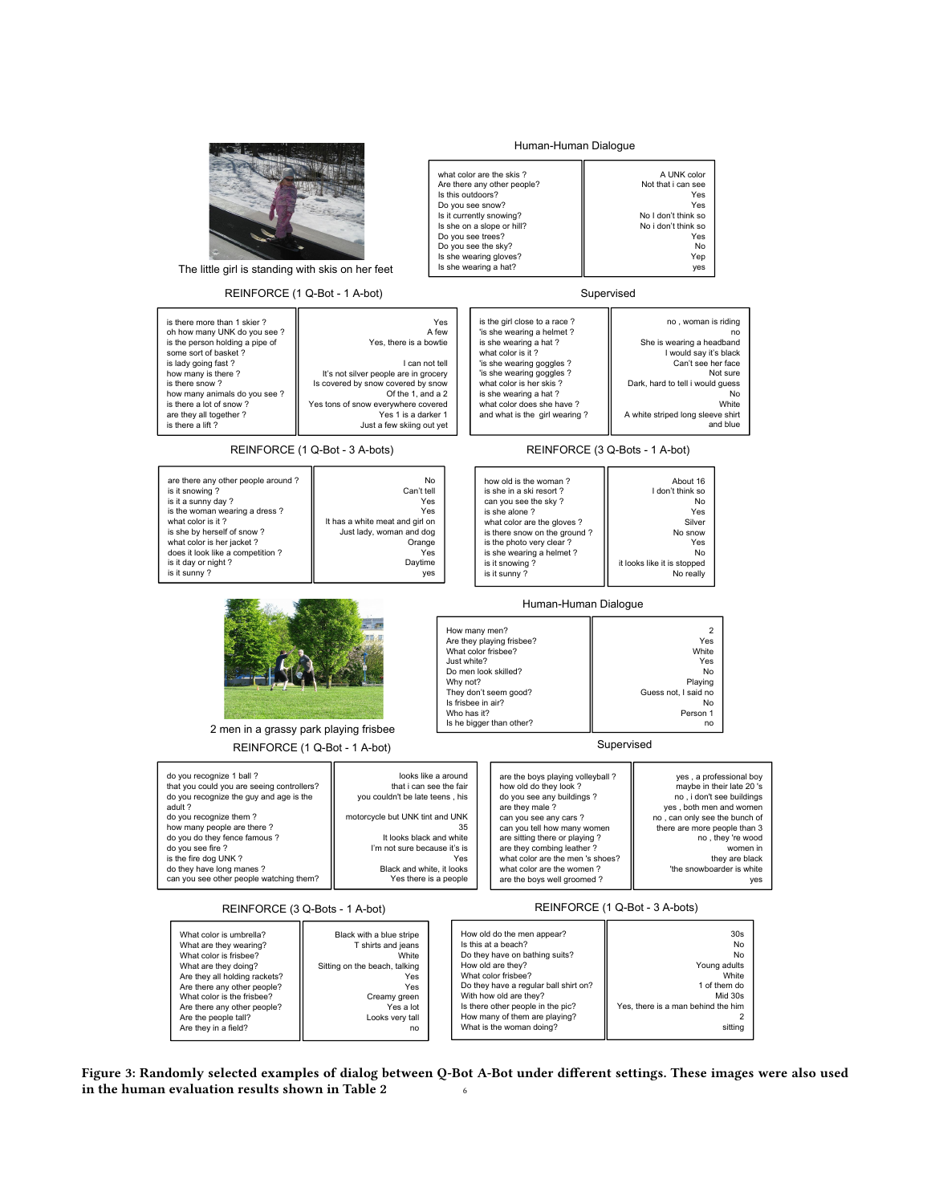The little girl is standing with skis on her feet

**Human-Human Dialogue**

| Question | Answer |
|---|---|
| what color are the skis ? | A UNK color |
| Are there any other people? | Not that i can see |
| Is this outdoors? | Yes |
| Do you see snow? | Yes |
| Is it currently snowing? | No I don't think so |
| Is she on a slope or hill? | No i don't think so |
| Do you see trees? | Yes |
| Do you see the sky? | No |
| Is she wearing gloves? | Yep |
| Is she wearing a hat? | yes |

**REINFORCE (1 Q-Bot - 1 A-bot)**

| Question | Answer |
|---|---|
| is there more than 1 skier ? | Yes |
| oh how many UNK do you see ? | A few |
| is the person holding a pipe of some sort of basket ? | Yes, there is a bowtie |
| is lady going fast ? | I can not tell |
| how many is there ? | It's not silver people are in grocery |
| is there snow ? | Is covered by snow covered by snow |
| how many animals do you see ? | Of the 1, and a 2 |
| is there a lot of snow ? | Yes tons of snow everywhere covered |
| are they all together ? | Yes 1 is a darker 1 |
| is there a lift ? | Just a few skiing out yet |

**Supervised**

| Question | Answer |
|---|---|
| is the girl close to a race ? | no , woman is riding |
| 'is she wearing a helmet ? | no |
| is she wearing a hat ? | She is wearing a headband |
| what color is it ? | I would say it's black |
| 'is she wearing goggles ? | Can't see her face |
| 'is she wearing goggles ? | Not sure |
| what color is her skis ? | Dark, hard to tell i would guess |
| is she wearing a hat ? | No |
| what color does she have ? | White |
| and what is the girl wearing ? | A white striped long sleeve shirt and blue |

**REINFORCE (1 Q-Bot - 3 A-bots)**

| Question | Answer |
|---|---|
| are there any other people around ? | No |
| is it snowing ? | Can't tell |
| is it a sunny day ? | Yes |
| is the woman wearing a dress ? | Yes |
| what color is it ? | It has a white meat and girl on |
| is she by herself of snow ? | Just lady, woman and dog |
| what color is her jacket ? | Orange |
| does it look like a competition ? | Yes |
| is it day or night ? | Daytime |
| is it sunny ? | yes |

**REINFORCE (3 Q-Bots - 1 A-bot)**

| Question | Answer |
|---|---|
| how old is the woman ? | About 16 |
| is she in a ski resort ? | I don't think so |
| can you see the sky ? | No |
| is she alone ? | Yes |
| what color are the gloves ? | Silver |
| is there snow on the ground ? | No snow |
| is the photo very clear ? | Yes |
| is she wearing a helmet ? | No |
| is it snowing ? | it looks like it is stopped |
| is it sunny ? | No really |

2 men in a grassy park playing frisbee

**Human-Human Dialogue**

| Question | Answer |
|---|---|
| How many men? | 2 |
| Are they playing frisbee? | Yes |
| What color frisbee? | White |
| Just white? | Yes |
| Do men look skilled? | No |
| Why not? | Playing |
| They don't seem good? | Guess not, I said no |
| Is frisbee in air? | No |
| Who has it? | Person 1 |
| Is he bigger than other? | no |

**REINFORCE (1 Q-Bot - 1 A-bot)**

| Question | Answer |
|---|---|
| do you recognize 1 ball ? | looks like a around |
| that you could you are seeing controllers? | that i can see the fair |
| do you recognize the guy and age is the adult ? | you couldn't be late teens , his |
| do you recognize them ? | motorcycle but UNK tint and UNK |
| how many people are there ? | 35 |
| do you do they fence famous ? | It looks black and white |
| do you see fire ? | I'm not sure because it's is |
| is the fire dog UNK ? | Yes |
| do they have long manes ? | Black and white, it looks |
| can you see other people watching them? | Yes there is a people |

**Supervised**

| Question | Answer |
|---|---|
| are the boys playing volleyball ? | yes , a professional boy |
| how old do they look ? | maybe in their late 20 's |
| do you see any buildings ? | no , i don't see buildings |
| are they male ? | yes , both men and women |
| can you see any cars ? | no , can only see the bunch of |
| can you tell how many women are sitting there or playing ? | there are more people than 3 |
| are they combing leather ? | no , they 're wood |
| what color are the men 's shoes? | women in |
| what color are the women ? | they are black |
| are the boys well groomed ? | 'the snowboarder is white yes |

**REINFORCE (3 Q-Bots - 1 A-bot)**

| Question | Answer |
|---|---|
| What color is umbrella? | Black with a blue stripe |
| What are they wearing? | T shirts and jeans |
| What color is frisbee? | White |
| What are they doing? | Sitting on the beach, talking |
| Are they all holding rackets? | Yes |
| Are there any other people? | Yes |
| What color is the frisbee? | Creamy green |
| Are there any other people? | Yes a lot |
| Are the people tall? | Looks very tall |
| Are they in a field? | no |

**REINFORCE (1 Q-Bot - 3 A-bots)**

| Question | Answer |
|---|---|
| How old do the men appear? | 30s |
| Is this at a beach? | No |
| Do they have on bathing suits? | No |
| How old are they? | Young adults |
| What color frisbee? | White |
| Do they have a regular ball shirt on? | 1 of them do |
| With how old are they? | Mid 30s |
| Is there other people in the pic? | Yes, there is a man behind the him |
| How many of them are playing? | 2 |
| What is the woman doing? | sitting |

**Figure 3: Randomly selected examples of dialog between Q-Bot A-Bot under different settings. These images were also used in the human evaluation results shown in Table 2**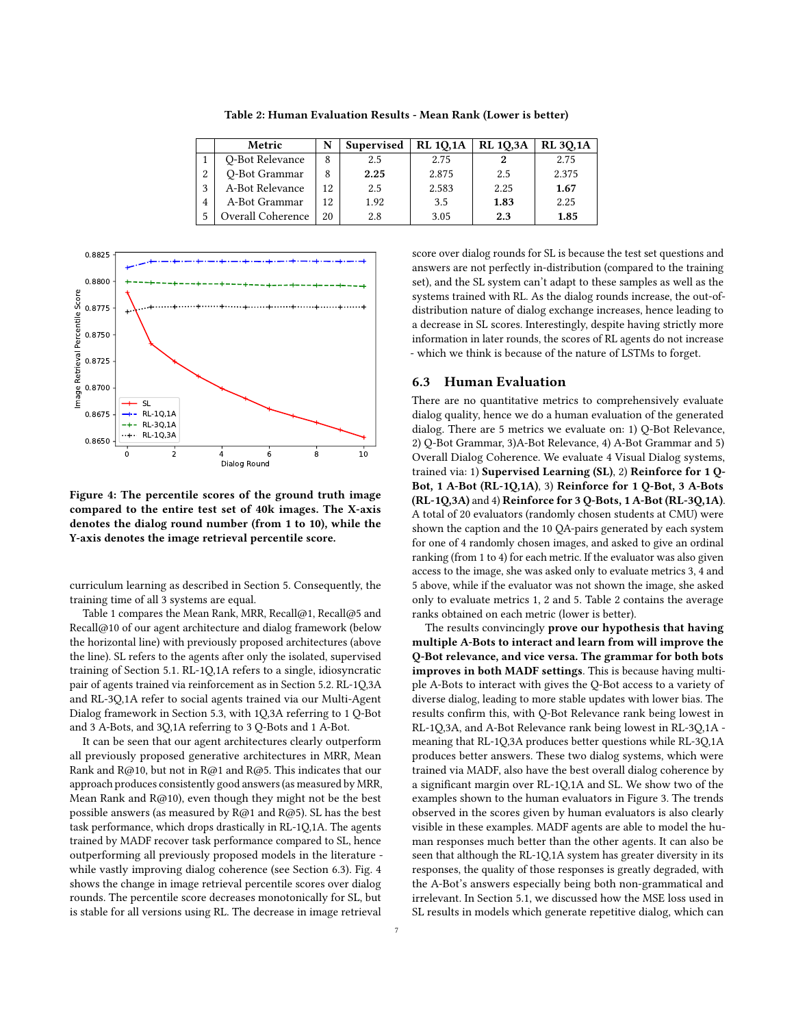**Table 2: Human Evaluation Results - Mean Rank (Lower is better)**

| | Metric | N | Supervised | RL 1Q,1A | RL 1Q,3A | RL 3Q,1A |
|---|---|---|---|---|---|---|
| 1 | Q-Bot Relevance | 8 | 2.5 | 2.75 | **2** | 2.75 |
| 2 | Q-Bot Grammar | 8 | **2.25** | 2.875 | 2.5 | 2.375 |
| 3 | A-Bot Relevance | 12 | 2.5 | 2.583 | 2.25 | **1.67** |
| 4 | A-Bot Grammar | 12 | 1.92 | 3.5 | **1.83** | 2.25 |
| 5 | Overall Coherence | 20 | 2.8 | 3.05 | **2.3** | **1.85** |

**Figure 4: The percentile scores of the ground truth image compared to the entire test set of 40k images. The X-axis denotes the dialog round number (from 1 to 10), while the Y-axis denotes the image retrieval percentile score.**

curriculum learning as described in Section 5. Consequently, the training time of all 3 systems are equal.

Table 1 compares the Mean Rank, MRR, Recall@1, Recall@5 and Recall@10 of our agent architecture and dialog framework (below the horizontal line) with previously proposed architectures (above the line). SL refers to the agents after only the isolated, supervised training of Section 5.1. RL-1Q,1A refers to a single, idiosyncratic pair of agents trained via reinforcement as in Section 5.2. RL-1Q,3A and RL-3Q,1A refer to social agents trained via our Multi-Agent Dialog framework in Section 5.3, with 1Q,3A referring to 1 Q-Bot and 3 A-Bots, and 3Q,1A referring to 3 Q-Bots and 1 A-Bot.

It can be seen that our agent architectures clearly outperform all previously proposed generative architectures in MRR, Mean Rank and R@10, but not in R@1 and R@5. This indicates that our approach produces consistently good answers (as measured by MRR, Mean Rank and R@10), even though they might not be the best possible answers (as measured by R@1 and R@5). SL has the best task performance, which drops drastically in RL-1Q,1A. The agents trained by MADF recover task performance compared to SL, hence outperforming all previously proposed models in the literature - while vastly improving dialog coherence (see Section 6.3). Fig. 4 shows the change in image retrieval percentile scores over dialog rounds. The percentile score decreases monotonically for SL, but is stable for all versions using RL. The decrease in image retrieval score over dialog rounds for SL is because the test set questions and answers are not perfectly in-distribution (compared to the training set), and the SL system can't adapt to these samples as well as the systems trained with RL. As the dialog rounds increase, the out-of-distribution nature of dialog exchange increases, hence leading to a decrease in SL scores. Interestingly, despite having strictly more information in later rounds, the scores of RL agents do not increase - which we think is because of the nature of LSTMs to forget.

## 6.3 Human Evaluation

There are no quantitative metrics to comprehensively evaluate dialog quality, hence we do a human evaluation of the generated dialog. There are 5 metrics we evaluate on: 1) Q-Bot Relevance, 2) Q-Bot Grammar, 3)A-Bot Relevance, 4) A-Bot Grammar and 5) Overall Dialog Coherence. We evaluate 4 Visual Dialog systems, trained via: 1) **Supervised Learning (SL)**, 2) **Reinforce for 1 Q-Bot, 1 A-Bot (RL-1Q,1A)**, 3) **Reinforce for 1 Q-Bot, 3 A-Bots (RL-1Q,3A)** and 4) **Reinforce for 3 Q-Bots, 1 A-Bot (RL-3Q,1A)**. A total of 20 evaluators (randomly chosen students at CMU) were shown the caption and the 10 QA-pairs generated by each system for one of 4 randomly chosen images, and asked to give an ordinal ranking (from 1 to 4) for each metric. If the evaluator was also given access to the image, she was asked only to evaluate metrics 3, 4 and 5 above, while if the evaluator was not shown the image, she asked only to evaluate metrics 1, 2 and 5. Table 2 contains the average ranks obtained on each metric (lower is better).

The results convincingly **prove our hypothesis that having multiple A-Bots to interact and learn from will improve the Q-Bot relevance, and vice versa. The grammar for both bots improves in both MADF settings**. This is because having multiple A-Bots to interact with gives the Q-Bot access to a variety of diverse dialog, leading to more stable updates with lower bias. The results confirm this, with Q-Bot Relevance rank being lowest in RL-1Q,3A, and A-Bot Relevance rank being lowest in RL-3Q,1A - meaning that RL-1Q,3A produces better questions while RL-3Q,1A produces better answers. These two dialog systems, which were trained via MADF, also have the best overall dialog coherence by a significant margin over RL-1Q,1A and SL. We show two of the examples shown to the human evaluators in Figure 3. The trends observed in the scores given by human evaluators is also clearly visible in these examples. MADF agents are able to model the human responses much better than the other agents. It can also be seen that although the RL-1Q,1A system has greater diversity in its responses, the quality of those responses is greatly degraded, with the A-Bot's answers especially being both non-grammatical and irrelevant. In Section 5.1, we discussed how the MSE loss used in SL results in models which generate repetitive dialog, which can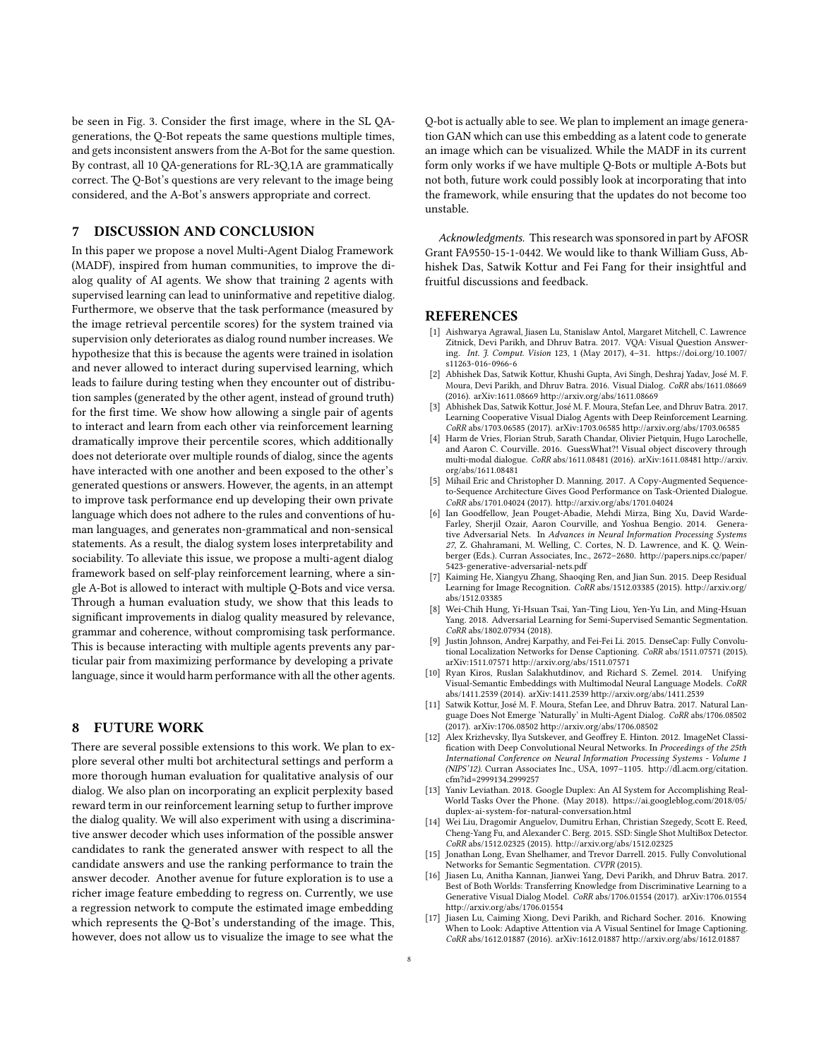be seen in Fig. 3. Consider the first image, where in the SL QA-generations, the Q-Bot repeats the same questions multiple times, and gets inconsistent answers from the A-Bot for the same question. By contrast, all 10 QA-generations for RL-3Q,1A are grammatically correct. The Q-Bot's questions are very relevant to the image being considered, and the A-Bot's answers appropriate and correct.

## 7 DISCUSSION AND CONCLUSION

In this paper we propose a novel Multi-Agent Dialog Framework (MADF), inspired from human communities, to improve the dialog quality of AI agents. We show that training 2 agents with supervised learning can lead to uninformative and repetitive dialog. Furthermore, we observe that the task performance (measured by the image retrieval percentile scores) for the system trained via supervision only deteriorates as dialog round number increases. We hypothesize that this is because the agents were trained in isolation and never allowed to interact during supervised learning, which leads to failure during testing when they encounter out of distribution samples (generated by the other agent, instead of ground truth) for the first time. We show how allowing a single pair of agents to interact and learn from each other via reinforcement learning dramatically improve their percentile scores, which additionally does not deteriorate over multiple rounds of dialog, since the agents have interacted with one another and been exposed to the other's generated questions or answers. However, the agents, in an attempt to improve task performance end up developing their own private language which does not adhere to the rules and conventions of human languages, and generates non-grammatical and non-sensical statements. As a result, the dialog system loses interpretability and sociability. To alleviate this issue, we propose a multi-agent dialog framework based on self-play reinforcement learning, where a single A-Bot is allowed to interact with multiple Q-Bots and vice versa. Through a human evaluation study, we show that this leads to significant improvements in dialog quality measured by relevance, grammar and coherence, without compromising task performance. This is because interacting with multiple agents prevents any particular pair from maximizing performance by developing a private language, since it would harm performance with all the other agents.

## 8 FUTURE WORK

There are several possible extensions to this work. We plan to explore several other multi bot architectural settings and perform a more thorough human evaluation for qualitative analysis of our dialog. We also plan on incorporating an explicit perplexity based reward term in our reinforcement learning setup to further improve the dialog quality. We will also experiment with using a discriminative answer decoder which uses information of the possible answer candidates to rank the generated answer with respect to all the candidate answers and use the ranking performance to train the answer decoder. Another avenue for future exploration is to use a richer image feature embedding to regress on. Currently, we use a regression network to compute the estimated image embedding which represents the Q-Bot's understanding of the image. This, however, does not allow us to visualize the image to see what the Q-bot is actually able to see. We plan to implement an image generation GAN which can use this embedding as a latent code to generate an image which can be visualized. While the MADF in its current form only works if we have multiple Q-Bots or multiple A-Bots but not both, future work could possibly look at incorporating that into the framework, while ensuring that the updates do not become too unstable.

*Acknowledgments.* This research was sponsored in part by AFOSR Grant FA9550-15-1-0442. We would like to thank William Guss, Abhishek Das, Satwik Kottur and Fei Fang for their insightful and fruitful discussions and feedback.

## REFERENCES

[1] Aishwarya Agrawal, Jiasen Lu, Stanislaw Antol, Margaret Mitchell, C. Lawrence Zitnick, Devi Parikh, and Dhruv Batra. 2017. VQA: Visual Question Answering. *Int. J. Comput. Vision* 123, 1 (May 2017), 4–31. https://doi.org/10.1007/s11263-016-0966-6

[2] Abhishek Das, Satwik Kottur, Khushi Gupta, Avi Singh, Deshraj Yadav, José M. F. Moura, Devi Parikh, and Dhruv Batra. 2016. Visual Dialog. *CoRR* abs/1611.08669 (2016). arXiv:1611.08669 http://arxiv.org/abs/1611.08669

[3] Abhishek Das, Satwik Kottur, José M. F. Moura, Stefan Lee, and Dhruv Batra. 2017. Learning Cooperative Visual Dialog Agents with Deep Reinforcement Learning. *CoRR* abs/1703.06585 (2017). arXiv:1703.06585 http://arxiv.org/abs/1703.06585

[4] Harm de Vries, Florian Strub, Sarath Chandar, Olivier Pietquin, Hugo Larochelle, and Aaron C. Courville. 2016. GuessWhat?! Visual object discovery through multi-modal dialogue. *CoRR* abs/1611.08481 (2016). arXiv:1611.08481 http://arxiv.org/abs/1611.08481

[5] Mihail Eric and Christopher D. Manning. 2017. A Copy-Augmented Sequence-to-Sequence Architecture Gives Good Performance on Task-Oriented Dialogue. *CoRR* abs/1701.04024 (2017). http://arxiv.org/abs/1701.04024

[6] Ian Goodfellow, Jean Pouget-Abadie, Mehdi Mirza, Bing Xu, David Warde-Farley, Sherjil Ozair, Aaron Courville, and Yoshua Bengio. 2014. Generative Adversarial Nets. In *Advances in Neural Information Processing Systems 27*, Z. Ghahramani, M. Welling, C. Cortes, N. D. Lawrence, and K. Q. Weinberger (Eds.). Curran Associates, Inc., 2672–2680. http://papers.nips.cc/paper/5423-generative-adversarial-nets.pdf

[7] Kaiming He, Xiangyu Zhang, Shaoqing Ren, and Jian Sun. 2015. Deep Residual Learning for Image Recognition. *CoRR* abs/1512.03385 (2015). http://arxiv.org/abs/1512.03385

[8] Wei-Chih Hung, Yi-Hsuan Tsai, Yan-Ting Liou, Yen-Yu Lin, and Ming-Hsuan Yang. 2018. Adversarial Learning for Semi-Supervised Semantic Segmentation. *CoRR* abs/1802.07934 (2018).

[9] Justin Johnson, Andrej Karpathy, and Fei-Fei Li. 2015. DenseCap: Fully Convolutional Localization Networks for Dense Captioning. *CoRR* abs/1511.07571 (2015). arXiv:1511.07571 http://arxiv.org/abs/1511.07571

[10] Ryan Kiros, Ruslan Salakhutdinov, and Richard S. Zemel. 2014. Unifying Visual-Semantic Embeddings with Multimodal Neural Language Models. *CoRR* abs/1411.2539 (2014). arXiv:1411.2539 http://arxiv.org/abs/1411.2539

[11] Satwik Kottur, José M. F. Moura, Stefan Lee, and Dhruv Batra. 2017. Natural Language Does Not Emerge 'Naturally' in Multi-Agent Dialog. *CoRR* abs/1706.08502 (2017). arXiv:1706.08502 http://arxiv.org/abs/1706.08502

[12] Alex Krizhevsky, Ilya Sutskever, and Geoffrey E. Hinton. 2012. ImageNet Classification with Deep Convolutional Neural Networks. In *Proceedings of the 25th International Conference on Neural Information Processing Systems - Volume 1 (NIPS'12)*. Curran Associates Inc., USA, 1097–1105. http://dl.acm.org/citation.cfm?id=2999134.2999257

[13] Yaniv Leviathan. 2018. Google Duplex: An AI System for Accomplishing Real-World Tasks Over the Phone. (May 2018). https://ai.googleblog.com/2018/05/duplex-ai-system-for-natural-conversation.html

[14] Wei Liu, Dragomir Anguelov, Dumitru Erhan, Christian Szegedy, Scott E. Reed, Cheng-Yang Fu, and Alexander C. Berg. 2015. SSD: Single Shot MultiBox Detector. *CoRR* abs/1512.02325 (2015). http://arxiv.org/abs/1512.02325

[15] Jonathan Long, Evan Shelhamer, and Trevor Darrell. 2015. Fully Convolutional Networks for Semantic Segmentation. *CVPR* (2015).

[16] Jiasen Lu, Anitha Kannan, Jianwei Yang, Devi Parikh, and Dhruv Batra. 2017. Best of Both Worlds: Transferring Knowledge from Discriminative Learning to a Generative Visual Dialog Model. *CoRR* abs/1706.01554 (2017). arXiv:1706.01554 http://arxiv.org/abs/1706.01554

[17] Jiasen Lu, Caiming Xiong, Devi Parikh, and Richard Socher. 2016. Knowing When to Look: Adaptive Attention via A Visual Sentinel for Image Captioning. *CoRR* abs/1612.01887 (2016). arXiv:1612.01887 http://arxiv.org/abs/1612.01887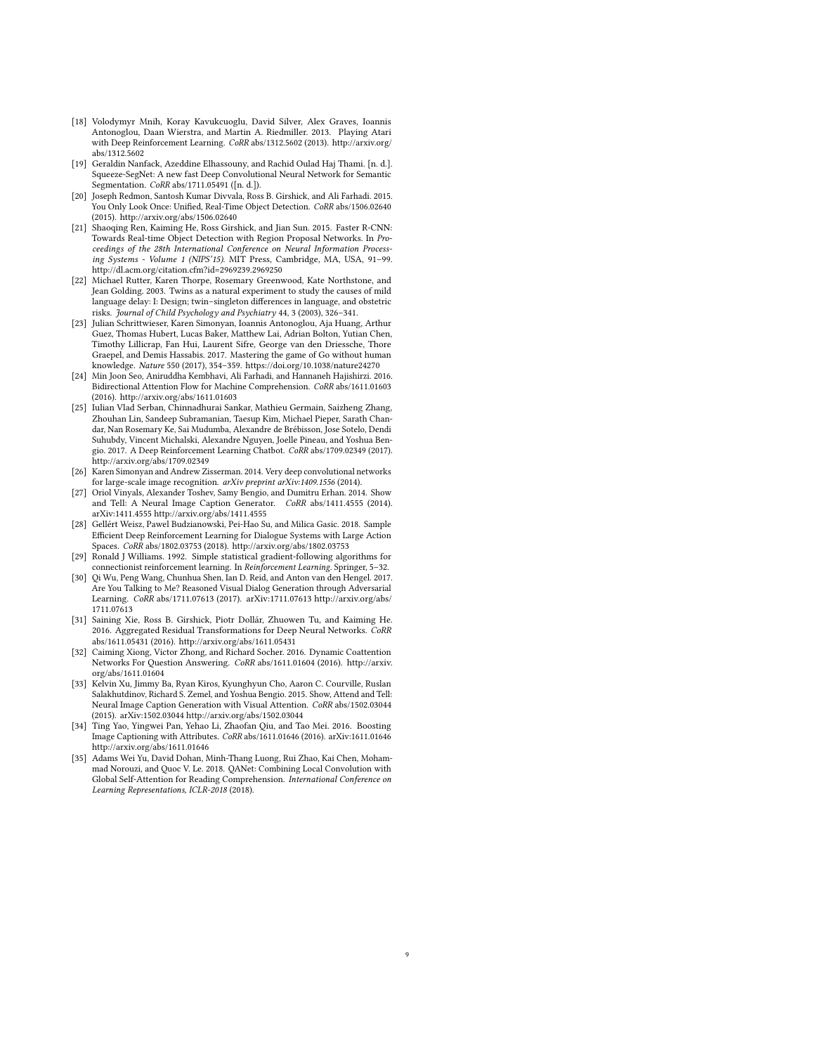- [18] Volodymyr Mnih, Koray Kavukcuoglu, David Silver, Alex Graves, Ioannis Antonoglou, Daan Wierstra, and Martin A. Riedmiller. 2013. Playing Atari with Deep Reinforcement Learning. *CoRR* abs/1312.5602 (2013). http://arxiv.org/abs/1312.5602
- [19] Geraldin Nanfack, Azeddine Elhassouny, and Rachid Oulad Haj Thami. [n. d.]. Squeeze-SegNet: A new fast Deep Convolutional Neural Network for Semantic Segmentation. *CoRR* abs/1711.05491 ([n. d.]).
- [20] Joseph Redmon, Santosh Kumar Divvala, Ross B. Girshick, and Ali Farhadi. 2015. You Only Look Once: Unified, Real-Time Object Detection. *CoRR* abs/1506.02640 (2015). http://arxiv.org/abs/1506.02640
- [21] Shaoqing Ren, Kaiming He, Ross Girshick, and Jian Sun. 2015. Faster R-CNN: Towards Real-time Object Detection with Region Proposal Networks. In *Proceedings of the 28th International Conference on Neural Information Processing Systems - Volume 1 (NIPS'15)*. MIT Press, Cambridge, MA, USA, 91–99. http://dl.acm.org/citation.cfm?id=2969239.2969250
- [22] Michael Rutter, Karen Thorpe, Rosemary Greenwood, Kate Northstone, and Jean Golding. 2003. Twins as a natural experiment to study the causes of mild language delay: I: Design; twin–singleton differences in language, and obstetric risks. *Journal of Child Psychology and Psychiatry* 44, 3 (2003), 326–341.
- [23] Julian Schrittwieser, Karen Simonyan, Ioannis Antonoglou, Aja Huang, Arthur Guez, Thomas Hubert, Lucas Baker, Matthew Lai, Adrian Bolton, Yutian Chen, Timothy Lillicrap, Fan Hui, Laurent Sifre, George van den Driessche, Thore Graepel, and Demis Hassabis. 2017. Mastering the game of Go without human knowledge. *Nature* 550 (2017), 354–359. https://doi.org/10.1038/nature24270
- [24] Min Joon Seo, Aniruddha Kembhavi, Ali Farhadi, and Hannaneh Hajishirzi. 2016. Bidirectional Attention Flow for Machine Comprehension. *CoRR* abs/1611.01603 (2016). http://arxiv.org/abs/1611.01603
- [25] Iulian Vlad Serban, Chinnadhurai Sankar, Mathieu Germain, Saizheng Zhang, Zhouhan Lin, Sandeep Subramanian, Taesup Kim, Michael Pieper, Sarath Chandar, Nan Rosemary Ke, Sai Mudumba, Alexandre de Brébisson, Jose Sotelo, Dendi Suhubdy, Vincent Michalski, Alexandre Nguyen, Joelle Pineau, and Yoshua Bengio. 2017. A Deep Reinforcement Learning Chatbot. *CoRR* abs/1709.02349 (2017). http://arxiv.org/abs/1709.02349
- [26] Karen Simonyan and Andrew Zisserman. 2014. Very deep convolutional networks for large-scale image recognition. *arXiv preprint arXiv:1409.1556* (2014).
- [27] Oriol Vinyals, Alexander Toshev, Samy Bengio, and Dumitru Erhan. 2014. Show and Tell: A Neural Image Caption Generator. *CoRR* abs/1411.4555 (2014). arXiv:1411.4555 http://arxiv.org/abs/1411.4555
- [28] Gellért Weisz, Pawel Budzianowski, Pei-Hao Su, and Milica Gasic. 2018. Sample Efficient Deep Reinforcement Learning for Dialogue Systems with Large Action Spaces. *CoRR* abs/1802.03753 (2018). http://arxiv.org/abs/1802.03753
- [29] Ronald J Williams. 1992. Simple statistical gradient-following algorithms for connectionist reinforcement learning. In *Reinforcement Learning*. Springer, 5–32.
- [30] Qi Wu, Peng Wang, Chunhua Shen, Ian D. Reid, and Anton van den Hengel. 2017. Are You Talking to Me? Reasoned Visual Dialog Generation through Adversarial Learning. *CoRR* abs/1711.07613 (2017). arXiv:1711.07613 http://arxiv.org/abs/1711.07613
- [31] Saining Xie, Ross B. Girshick, Piotr Dollár, Zhuowen Tu, and Kaiming He. 2016. Aggregated Residual Transformations for Deep Neural Networks. *CoRR* abs/1611.05431 (2016). http://arxiv.org/abs/1611.05431
- [32] Caiming Xiong, Victor Zhong, and Richard Socher. 2016. Dynamic Coattention Networks For Question Answering. *CoRR* abs/1611.01604 (2016). http://arxiv.org/abs/1611.01604
- [33] Kelvin Xu, Jimmy Ba, Ryan Kiros, Kyunghyun Cho, Aaron C. Courville, Ruslan Salakhutdinov, Richard S. Zemel, and Yoshua Bengio. 2015. Show, Attend and Tell: Neural Image Caption Generation with Visual Attention. *CoRR* abs/1502.03044 (2015). arXiv:1502.03044 http://arxiv.org/abs/1502.03044
- [34] Ting Yao, Yingwei Pan, Yehao Li, Zhaofan Qiu, and Tao Mei. 2016. Boosting Image Captioning with Attributes. *CoRR* abs/1611.01646 (2016). arXiv:1611.01646 http://arxiv.org/abs/1611.01646
- [35] Adams Wei Yu, David Dohan, Minh-Thang Luong, Rui Zhao, Kai Chen, Mohammad Norouzi, and Quoc V. Le. 2018. QANet: Combining Local Convolution with Global Self-Attention for Reading Comprehension. *International Conference on Learning Representations, ICLR-2018* (2018).